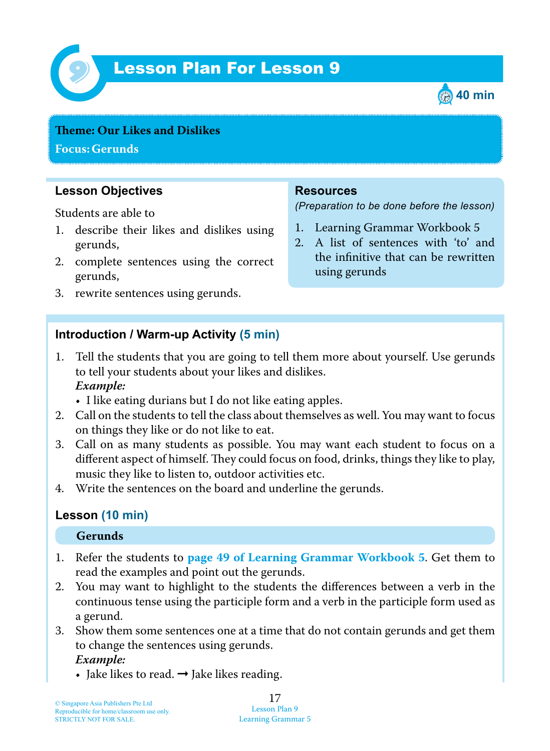# Lesson Plan For Lesson 9

40 min

**Theme: Our Likes and Dislikes**

**Focus: Gerunds**

### Lesson Objectives

Students are able to

1. describe their likes and dislikes using gerunds,
2. complete sentences using the correct gerunds,
3. rewrite sentences using gerunds.

### Resources

*(Preparation to be done before the lesson)*

1. Learning Grammar Workbook 5
2. A list of sentences with 'to' and the infinitive that can be rewritten using gerunds

### Introduction / Warm-up Activity (5 min)

1. Tell the students that you are going to tell them more about yourself. Use gerunds to tell your students about your likes and dislikes.
   ***Example:***
   - I like eating durians but I do not like eating apples.
2. Call on the students to tell the class about themselves as well. You may want to focus on things they like or do not like to eat.
3. Call on as many students as possible. You may want each student to focus on a different aspect of himself. They could focus on food, drinks, things they like to play, music they like to listen to, outdoor activities etc.
4. Write the sentences on the board and underline the gerunds.

### Lesson (10 min)

**Gerunds**

1. Refer the students to **page 49 of Learning Grammar Workbook 5**. Get them to read the examples and point out the gerunds.
2. You may want to highlight to the students the differences between a verb in the continuous tense using the participle form and a verb in the participle form used as a gerund.
3. Show them some sentences one at a time that do not contain gerunds and get them to change the sentences using gerunds.
   ***Example:***
   - Jake likes to read. → Jake likes reading.

© Singapore Asia Publishers Pte Ltd
Reproducible for home/classroom use only.
STRICTLY NOT FOR SALE.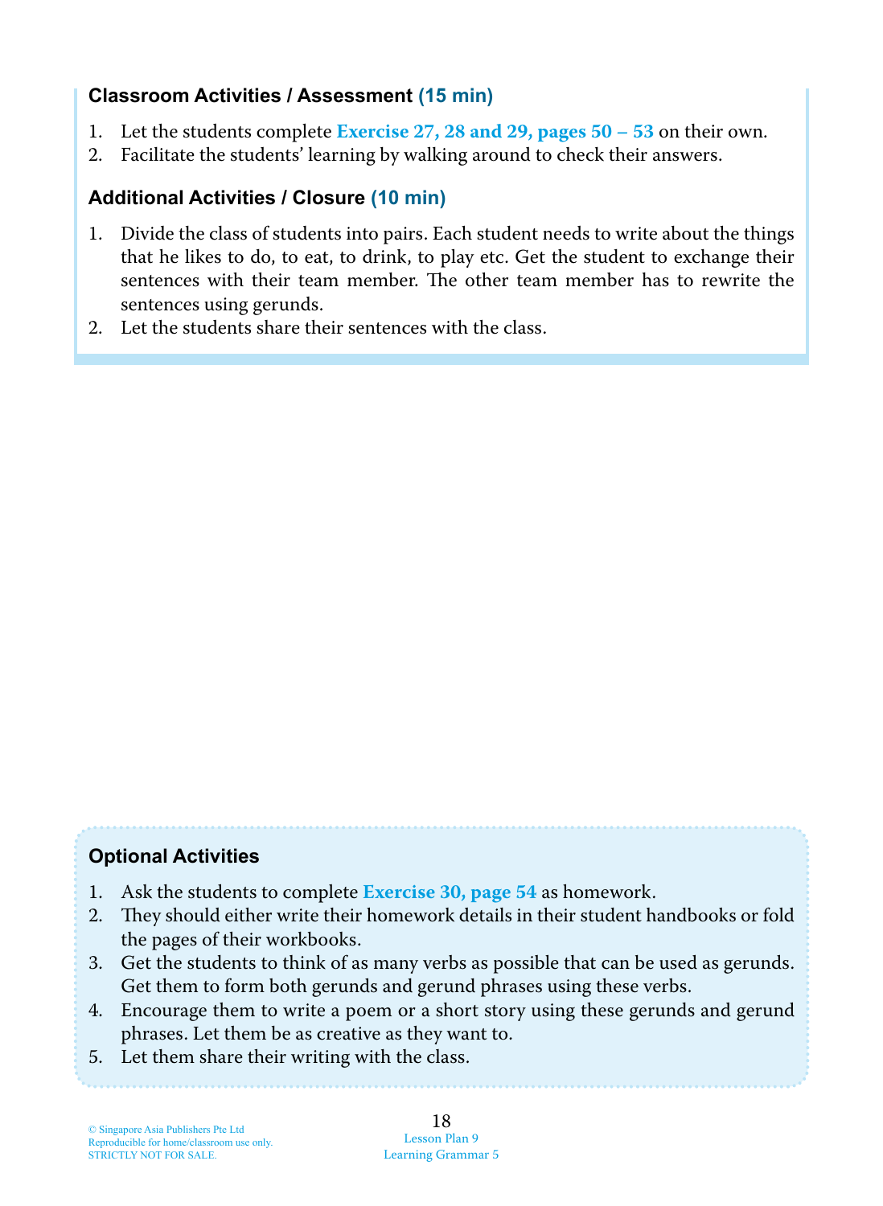### Classroom Activities / Assessment (15 min)

1. Let the students complete **Exercise 27, 28 and 29, pages 50 – 53** on their own.
2. Facilitate the students' learning by walking around to check their answers.

### Additional Activities / Closure (10 min)

1. Divide the class of students into pairs. Each student needs to write about the things that he likes to do, to eat, to drink, to play etc. Get the student to exchange their sentences with their team member. The other team member has to rewrite the sentences using gerunds.
2. Let the students share their sentences with the class.

### Optional Activities

1. Ask the students to complete **Exercise 30, page 54** as homework.
2. They should either write their homework details in their student handbooks or fold the pages of their workbooks.
3. Get the students to think of as many verbs as possible that can be used as gerunds. Get them to form both gerunds and gerund phrases using these verbs.
4. Encourage them to write a poem or a short story using these gerunds and gerund phrases. Let them be as creative as they want to.
5. Let them share their writing with the class.